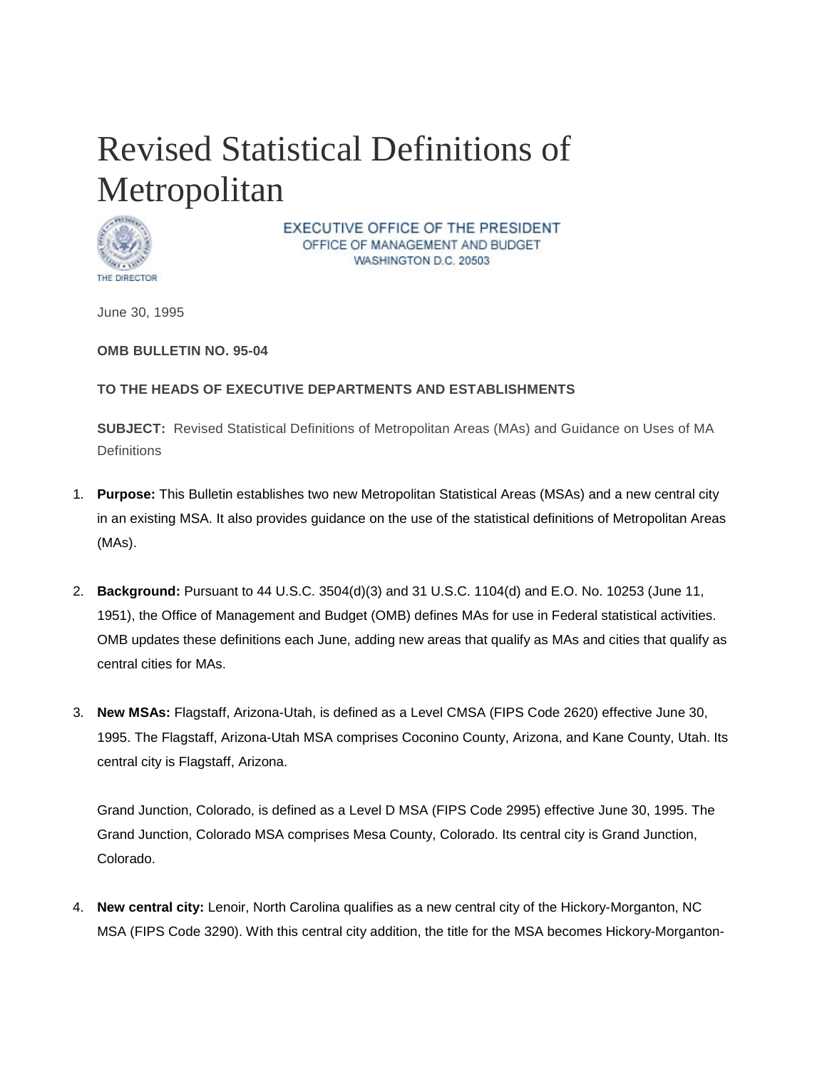# Revised Statistical Definitions of Metropolitan

EXECUTIVE OFFICE OF THE PRESIDENT
OFFICE OF MANAGEMENT AND BUDGET
WASHINGTON D.C. 20503

THE DIRECTOR

June 30, 1995

**OMB BULLETIN NO. 95-04**

**TO THE HEADS OF EXECUTIVE DEPARTMENTS AND ESTABLISHMENTS**

**SUBJECT:** Revised Statistical Definitions of Metropolitan Areas (MAs) and Guidance on Uses of MA Definitions

1. **Purpose:** This Bulletin establishes two new Metropolitan Statistical Areas (MSAs) and a new central city in an existing MSA. It also provides guidance on the use of the statistical definitions of Metropolitan Areas (MAs).

2. **Background:** Pursuant to 44 U.S.C. 3504(d)(3) and 31 U.S.C. 1104(d) and E.O. No. 10253 (June 11, 1951), the Office of Management and Budget (OMB) defines MAs for use in Federal statistical activities. OMB updates these definitions each June, adding new areas that qualify as MAs and cities that qualify as central cities for MAs.

3. **New MSAs:** Flagstaff, Arizona-Utah, is defined as a Level CMSA (FIPS Code 2620) effective June 30, 1995. The Flagstaff, Arizona-Utah MSA comprises Coconino County, Arizona, and Kane County, Utah. Its central city is Flagstaff, Arizona.

   Grand Junction, Colorado, is defined as a Level D MSA (FIPS Code 2995) effective June 30, 1995. The Grand Junction, Colorado MSA comprises Mesa County, Colorado. Its central city is Grand Junction, Colorado.

4. **New central city:** Lenoir, North Carolina qualifies as a new central city of the Hickory-Morganton, NC MSA (FIPS Code 3290). With this central city addition, the title for the MSA becomes Hickory-Morganton-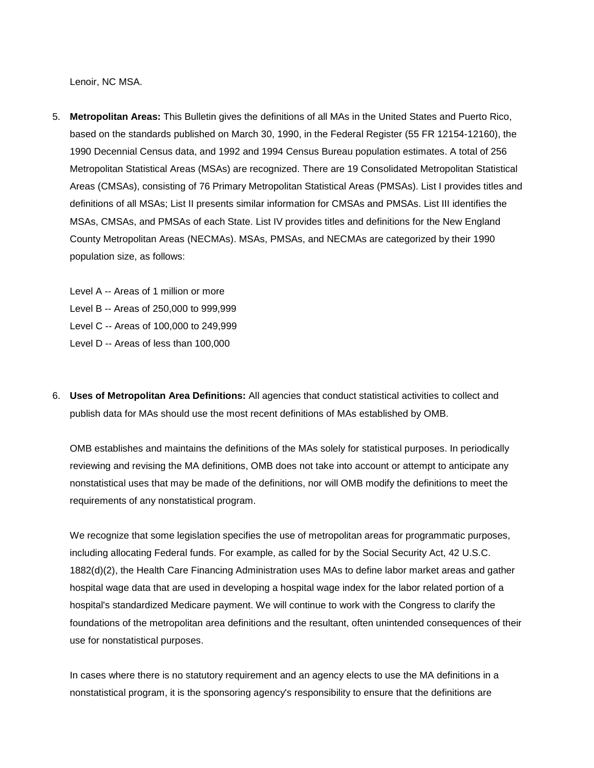Lenoir, NC MSA.

5. **Metropolitan Areas:** This Bulletin gives the definitions of all MAs in the United States and Puerto Rico, based on the standards published on March 30, 1990, in the Federal Register (55 FR 12154-12160), the 1990 Decennial Census data, and 1992 and 1994 Census Bureau population estimates. A total of 256 Metropolitan Statistical Areas (MSAs) are recognized. There are 19 Consolidated Metropolitan Statistical Areas (CMSAs), consisting of 76 Primary Metropolitan Statistical Areas (PMSAs). List I provides titles and definitions of all MSAs; List II presents similar information for CMSAs and PMSAs. List III identifies the MSAs, CMSAs, and PMSAs of each State. List IV provides titles and definitions for the New England County Metropolitan Areas (NECMAs). MSAs, PMSAs, and NECMAs are categorized by their 1990 population size, as follows:

   Level A -- Areas of 1 million or more
   Level B -- Areas of 250,000 to 999,999
   Level C -- Areas of 100,000 to 249,999
   Level D -- Areas of less than 100,000

6. **Uses of Metropolitan Area Definitions:** All agencies that conduct statistical activities to collect and publish data for MAs should use the most recent definitions of MAs established by OMB.

   OMB establishes and maintains the definitions of the MAs solely for statistical purposes. In periodically reviewing and revising the MA definitions, OMB does not take into account or attempt to anticipate any nonstatistical uses that may be made of the definitions, nor will OMB modify the definitions to meet the requirements of any nonstatistical program.

   We recognize that some legislation specifies the use of metropolitan areas for programmatic purposes, including allocating Federal funds. For example, as called for by the Social Security Act, 42 U.S.C. 1882(d)(2), the Health Care Financing Administration uses MAs to define labor market areas and gather hospital wage data that are used in developing a hospital wage index for the labor related portion of a hospital's standardized Medicare payment. We will continue to work with the Congress to clarify the foundations of the metropolitan area definitions and the resultant, often unintended consequences of their use for nonstatistical purposes.

   In cases where there is no statutory requirement and an agency elects to use the MA definitions in a nonstatistical program, it is the sponsoring agency's responsibility to ensure that the definitions are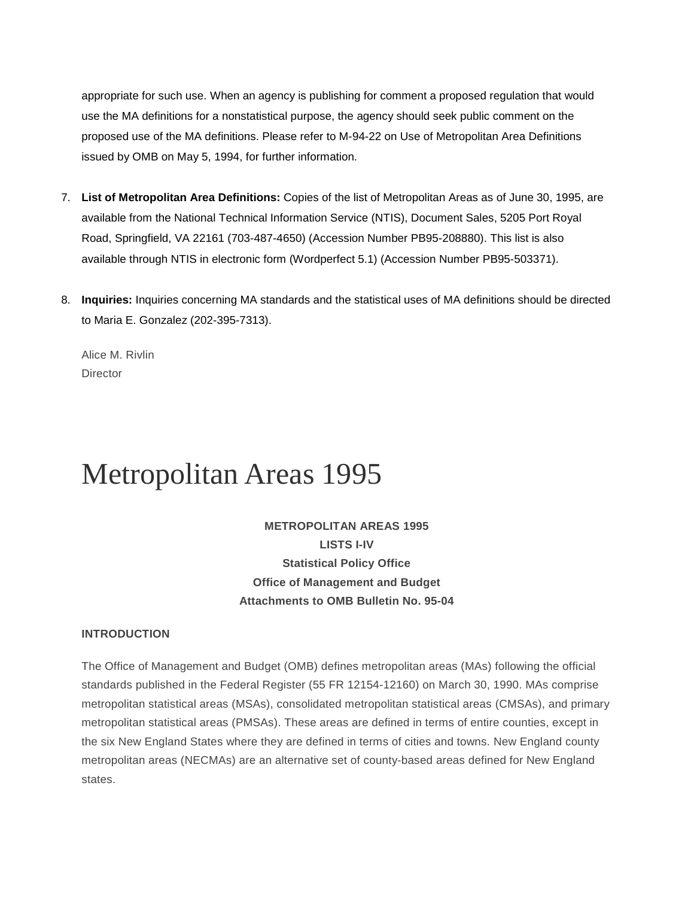appropriate for such use. When an agency is publishing for comment a proposed regulation that would use the MA definitions for a nonstatistical purpose, the agency should seek public comment on the proposed use of the MA definitions. Please refer to M-94-22 on Use of Metropolitan Area Definitions issued by OMB on May 5, 1994, for further information.

7. **List of Metropolitan Area Definitions:** Copies of the list of Metropolitan Areas as of June 30, 1995, are available from the National Technical Information Service (NTIS), Document Sales, 5205 Port Royal Road, Springfield, VA 22161 (703-487-4650) (Accession Number PB95-208880). This list is also available through NTIS in electronic form (Wordperfect 5.1) (Accession Number PB95-503371).

8. **Inquiries:** Inquiries concerning MA standards and the statistical uses of MA definitions should be directed to Maria E. Gonzalez (202-395-7313).

Alice M. Rivlin
Director

# Metropolitan Areas 1995

**METROPOLITAN AREAS 1995**
**LISTS I-IV**
**Statistical Policy Office**
**Office of Management and Budget**
**Attachments to OMB Bulletin No. 95-04**

**INTRODUCTION**

The Office of Management and Budget (OMB) defines metropolitan areas (MAs) following the official standards published in the Federal Register (55 FR 12154-12160) on March 30, 1990. MAs comprise metropolitan statistical areas (MSAs), consolidated metropolitan statistical areas (CMSAs), and primary metropolitan statistical areas (PMSAs). These areas are defined in terms of entire counties, except in the six New England States where they are defined in terms of cities and towns. New England county metropolitan areas (NECMAs) are an alternative set of county-based areas defined for New England states.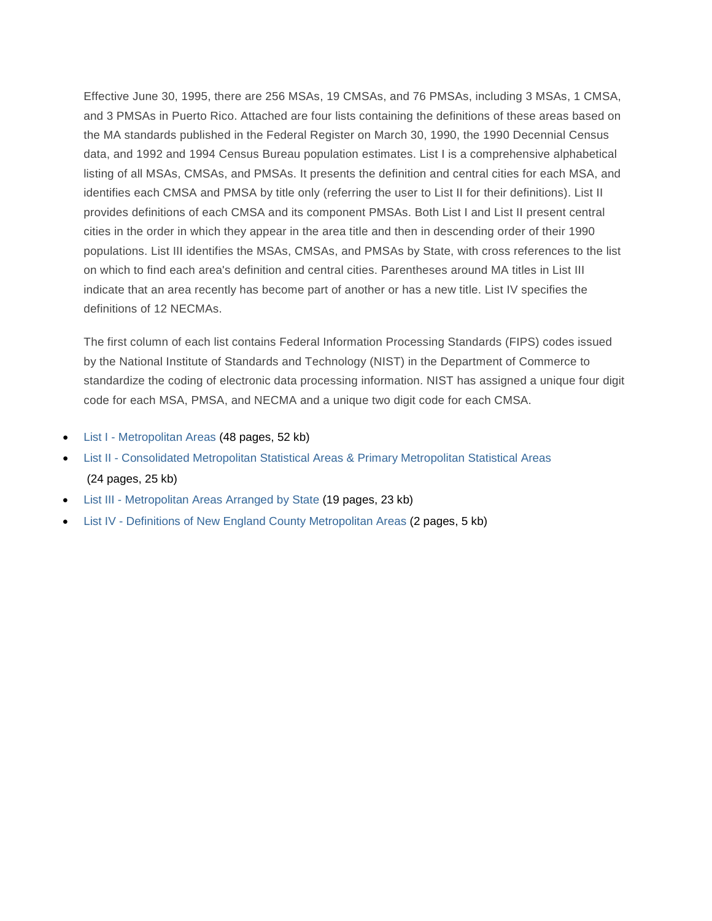Effective June 30, 1995, there are 256 MSAs, 19 CMSAs, and 76 PMSAs, including 3 MSAs, 1 CMSA, and 3 PMSAs in Puerto Rico. Attached are four lists containing the definitions of these areas based on the MA standards published in the Federal Register on March 30, 1990, the 1990 Decennial Census data, and 1992 and 1994 Census Bureau population estimates. List I is a comprehensive alphabetical listing of all MSAs, CMSAs, and PMSAs. It presents the definition and central cities for each MSA, and identifies each CMSA and PMSA by title only (referring the user to List II for their definitions). List II provides definitions of each CMSA and its component PMSAs. Both List I and List II present central cities in the order in which they appear in the area title and then in descending order of their 1990 populations. List III identifies the MSAs, CMSAs, and PMSAs by State, with cross references to the list on which to find each area's definition and central cities. Parentheses around MA titles in List III indicate that an area recently has become part of another or has a new title. List IV specifies the definitions of 12 NECMAs.

The first column of each list contains Federal Information Processing Standards (FIPS) codes issued by the National Institute of Standards and Technology (NIST) in the Department of Commerce to standardize the coding of electronic data processing information. NIST has assigned a unique four digit code for each MSA, PMSA, and NECMA and a unique two digit code for each CMSA.

- List I - Metropolitan Areas (48 pages, 52 kb)
- List II - Consolidated Metropolitan Statistical Areas & Primary Metropolitan Statistical Areas (24 pages, 25 kb)
- List III - Metropolitan Areas Arranged by State (19 pages, 23 kb)
- List IV - Definitions of New England County Metropolitan Areas (2 pages, 5 kb)